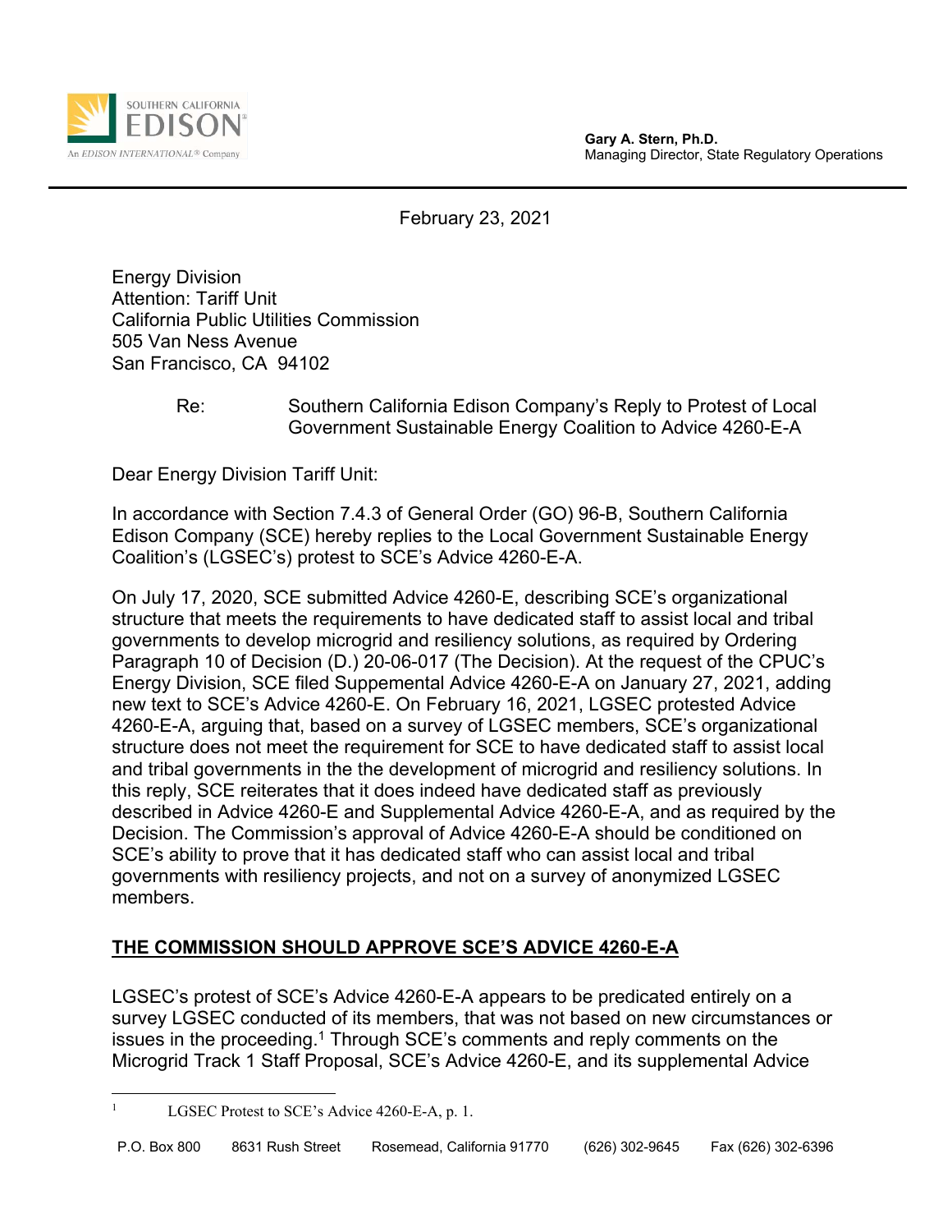**Gary A. Stern, Ph.D.**
Managing Director, State Regulatory Operations

February 23, 2021

Energy Division
Attention: Tariff Unit
California Public Utilities Commission
505 Van Ness Avenue
San Francisco, CA 94102

Re: Southern California Edison Company's Reply to Protest of Local Government Sustainable Energy Coalition to Advice 4260-E-A

Dear Energy Division Tariff Unit:

In accordance with Section 7.4.3 of General Order (GO) 96-B, Southern California Edison Company (SCE) hereby replies to the Local Government Sustainable Energy Coalition's (LGSEC's) protest to SCE's Advice 4260-E-A.

On July 17, 2020, SCE submitted Advice 4260-E, describing SCE's organizational structure that meets the requirements to have dedicated staff to assist local and tribal governments to develop microgrid and resiliency solutions, as required by Ordering Paragraph 10 of Decision (D.) 20-06-017 (The Decision). At the request of the CPUC's Energy Division, SCE filed Suppemental Advice 4260-E-A on January 27, 2021, adding new text to SCE's Advice 4260-E. On February 16, 2021, LGSEC protested Advice 4260-E-A, arguing that, based on a survey of LGSEC members, SCE's organizational structure does not meet the requirement for SCE to have dedicated staff to assist local and tribal governments in the the development of microgrid and resiliency solutions. In this reply, SCE reiterates that it does indeed have dedicated staff as previously described in Advice 4260-E and Supplemental Advice 4260-E-A, and as required by the Decision. The Commission's approval of Advice 4260-E-A should be conditioned on SCE's ability to prove that it has dedicated staff who can assist local and tribal governments with resiliency projects, and not on a survey of anonymized LGSEC members.

## THE COMMISSION SHOULD APPROVE SCE'S ADVICE 4260-E-A

LGSEC's protest of SCE's Advice 4260-E-A appears to be predicated entirely on a survey LGSEC conducted of its members, that was not based on new circumstances or issues in the proceeding.[1] Through SCE's comments and reply comments on the Microgrid Track 1 Staff Proposal, SCE's Advice 4260-E, and its supplemental Advice

[1] LGSEC Protest to SCE's Advice 4260-E-A, p. 1.

P.O. Box 800 8631 Rush Street Rosemead, California 91770 (626) 302-9645 Fax (626) 302-6396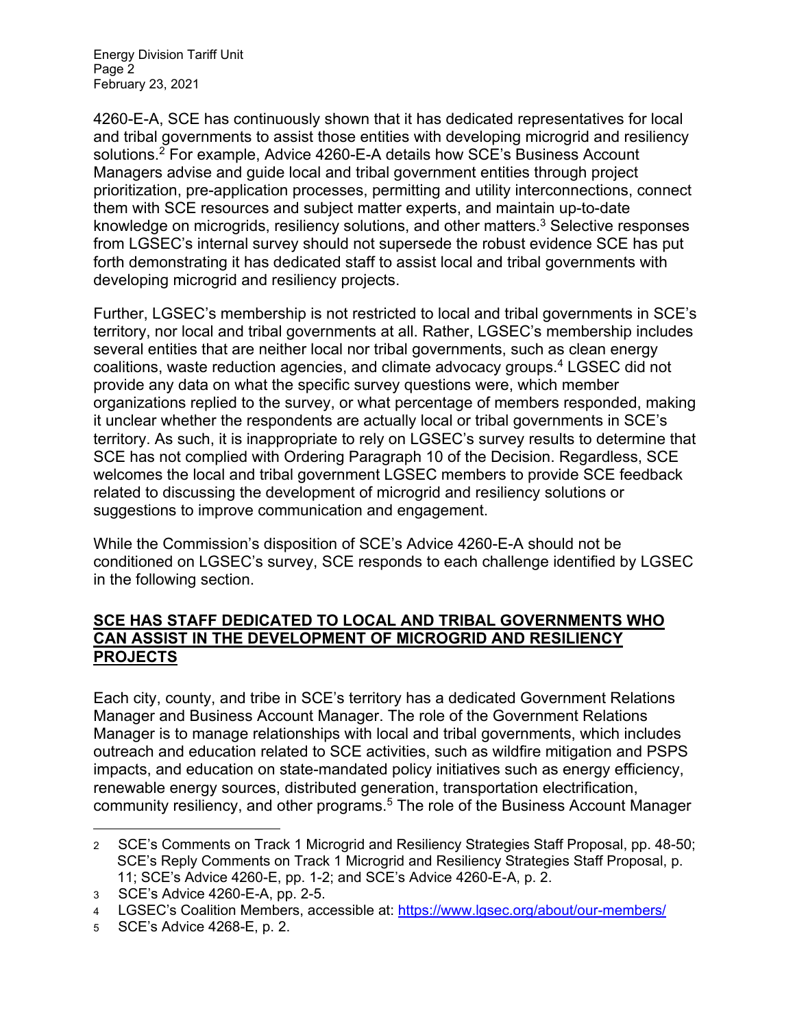4260-E-A, SCE has continuously shown that it has dedicated representatives for local and tribal governments to assist those entities with developing microgrid and resiliency solutions.[2] For example, Advice 4260-E-A details how SCE's Business Account Managers advise and guide local and tribal government entities through project prioritization, pre-application processes, permitting and utility interconnections, connect them with SCE resources and subject matter experts, and maintain up-to-date knowledge on microgrids, resiliency solutions, and other matters.[3] Selective responses from LGSEC's internal survey should not supersede the robust evidence SCE has put forth demonstrating it has dedicated staff to assist local and tribal governments with developing microgrid and resiliency projects.

Further, LGSEC's membership is not restricted to local and tribal governments in SCE's territory, nor local and tribal governments at all. Rather, LGSEC's membership includes several entities that are neither local nor tribal governments, such as clean energy coalitions, waste reduction agencies, and climate advocacy groups.[4] LGSEC did not provide any data on what the specific survey questions were, which member organizations replied to the survey, or what percentage of members responded, making it unclear whether the respondents are actually local or tribal governments in SCE's territory. As such, it is inappropriate to rely on LGSEC's survey results to determine that SCE has not complied with Ordering Paragraph 10 of the Decision. Regardless, SCE welcomes the local and tribal government LGSEC members to provide SCE feedback related to discussing the development of microgrid and resiliency solutions or suggestions to improve communication and engagement.

While the Commission's disposition of SCE's Advice 4260-E-A should not be conditioned on LGSEC's survey, SCE responds to each challenge identified by LGSEC in the following section.

## SCE HAS STAFF DEDICATED TO LOCAL AND TRIBAL GOVERNMENTS WHO CAN ASSIST IN THE DEVELOPMENT OF MICROGRID AND RESILIENCY PROJECTS

Each city, county, and tribe in SCE's territory has a dedicated Government Relations Manager and Business Account Manager. The role of the Government Relations Manager is to manage relationships with local and tribal governments, which includes outreach and education related to SCE activities, such as wildfire mitigation and PSPS impacts, and education on state-mandated policy initiatives such as energy efficiency, renewable energy sources, distributed generation, transportation electrification, community resiliency, and other programs.[5] The role of the Business Account Manager

---

[2] SCE's Comments on Track 1 Microgrid and Resiliency Strategies Staff Proposal, pp. 48-50; SCE's Reply Comments on Track 1 Microgrid and Resiliency Strategies Staff Proposal, p. 11; SCE's Advice 4260-E, pp. 1-2; and SCE's Advice 4260-E-A, p. 2.

[3] SCE's Advice 4260-E-A, pp. 2-5.

[4] LGSEC's Coalition Members, accessible at: https://www.lgsec.org/about/our-members/

[5] SCE's Advice 4268-E, p. 2.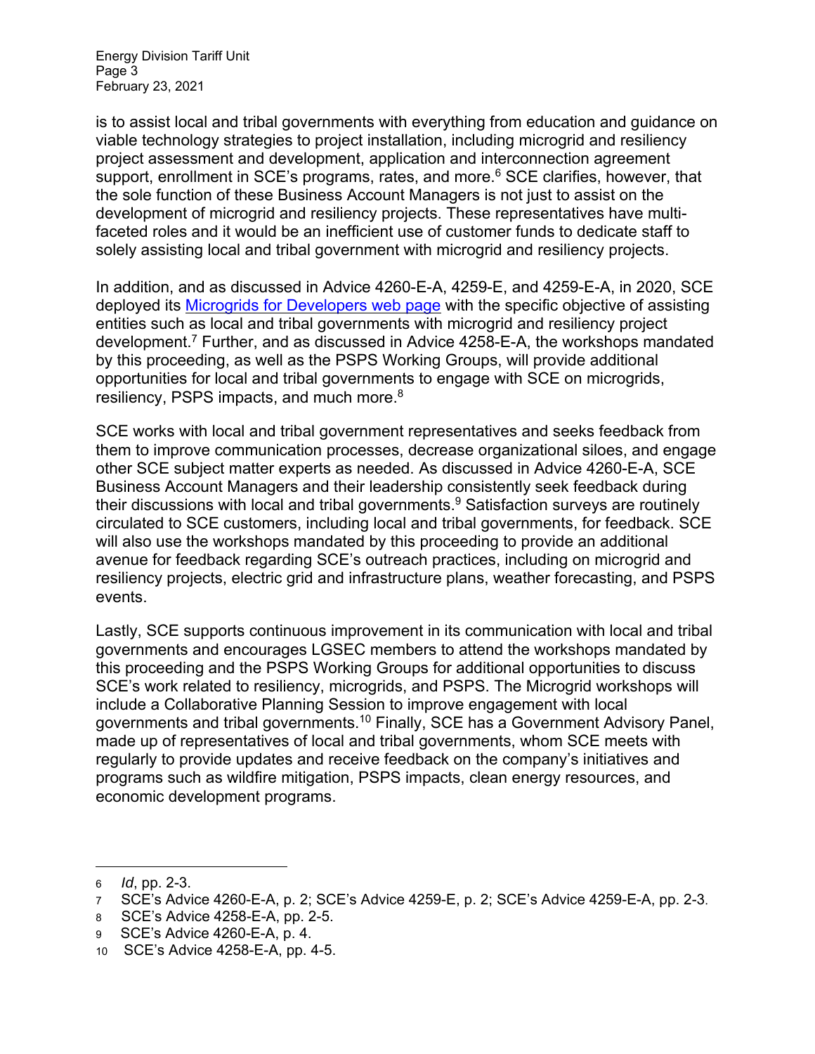is to assist local and tribal governments with everything from education and guidance on viable technology strategies to project installation, including microgrid and resiliency project assessment and development, application and interconnection agreement support, enrollment in SCE's programs, rates, and more.[6] SCE clarifies, however, that the sole function of these Business Account Managers is not just to assist on the development of microgrid and resiliency projects. These representatives have multi-faceted roles and it would be an inefficient use of customer funds to dedicate staff to solely assisting local and tribal government with microgrid and resiliency projects.

In addition, and as discussed in Advice 4260-E-A, 4259-E, and 4259-E-A, in 2020, SCE deployed its Microgrids for Developers web page with the specific objective of assisting entities such as local and tribal governments with microgrid and resiliency project development.[7] Further, and as discussed in Advice 4258-E-A, the workshops mandated by this proceeding, as well as the PSPS Working Groups, will provide additional opportunities for local and tribal governments to engage with SCE on microgrids, resiliency, PSPS impacts, and much more.[8]

SCE works with local and tribal government representatives and seeks feedback from them to improve communication processes, decrease organizational siloes, and engage other SCE subject matter experts as needed. As discussed in Advice 4260-E-A, SCE Business Account Managers and their leadership consistently seek feedback during their discussions with local and tribal governments.[9] Satisfaction surveys are routinely circulated to SCE customers, including local and tribal governments, for feedback. SCE will also use the workshops mandated by this proceeding to provide an additional avenue for feedback regarding SCE's outreach practices, including on microgrid and resiliency projects, electric grid and infrastructure plans, weather forecasting, and PSPS events.

Lastly, SCE supports continuous improvement in its communication with local and tribal governments and encourages LGSEC members to attend the workshops mandated by this proceeding and the PSPS Working Groups for additional opportunities to discuss SCE's work related to resiliency, microgrids, and PSPS. The Microgrid workshops will include a Collaborative Planning Session to improve engagement with local governments and tribal governments.[10] Finally, SCE has a Government Advisory Panel, made up of representatives of local and tribal governments, whom SCE meets with regularly to provide updates and receive feedback on the company's initiatives and programs such as wildfire mitigation, PSPS impacts, clean energy resources, and economic development programs.

---

[6] *Id*, pp. 2-3.

[7] SCE's Advice 4260-E-A, p. 2; SCE's Advice 4259-E, p. 2; SCE's Advice 4259-E-A, pp. 2-3.

[8] SCE's Advice 4258-E-A, pp. 2-5.

[9] SCE's Advice 4260-E-A, p. 4.

[10] SCE's Advice 4258-E-A, pp. 4-5.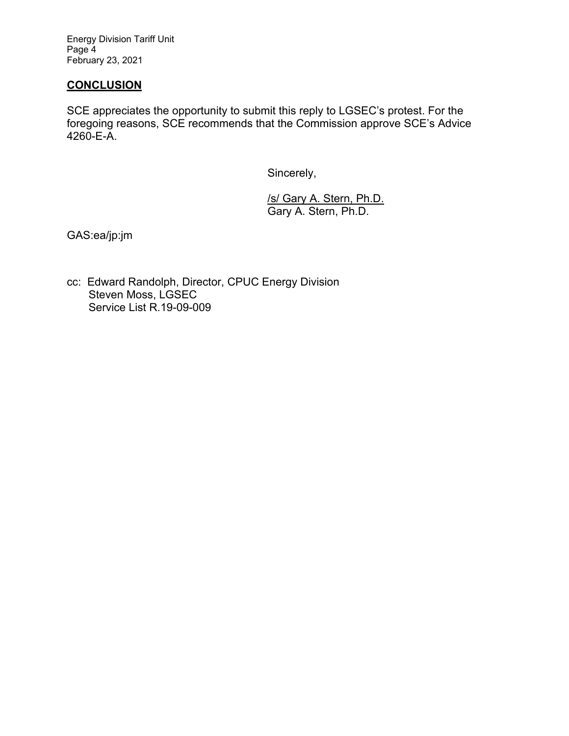## CONCLUSION

SCE appreciates the opportunity to submit this reply to LGSEC's protest. For the foregoing reasons, SCE recommends that the Commission approve SCE's Advice 4260-E-A.

Sincerely,

/s/ Gary A. Stern, Ph.D.
Gary A. Stern, Ph.D.

GAS:ea/jp:jm

cc: Edward Randolph, Director, CPUC Energy Division
Steven Moss, LGSEC
Service List R.19-09-009